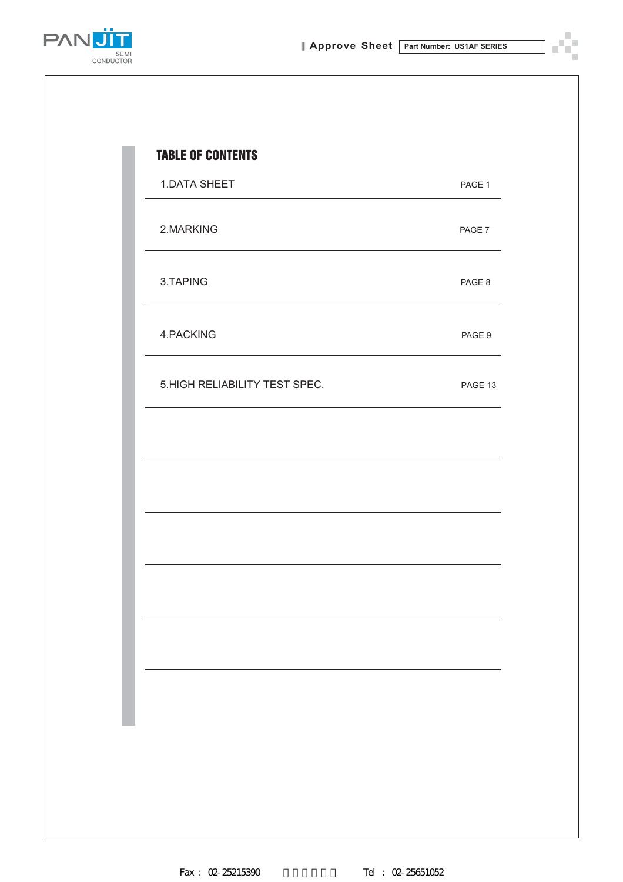## TABLE OF CONTENTS

| | |
|---|---|
| 1.DATA SHEET | PAGE 1 |
| 2.MARKING | PAGE 7 |
| 3.TAPING | PAGE 8 |
| 4.PACKING | PAGE 9 |
| 5.HIGH RELIABILITY TEST SPEC. | PAGE 13 |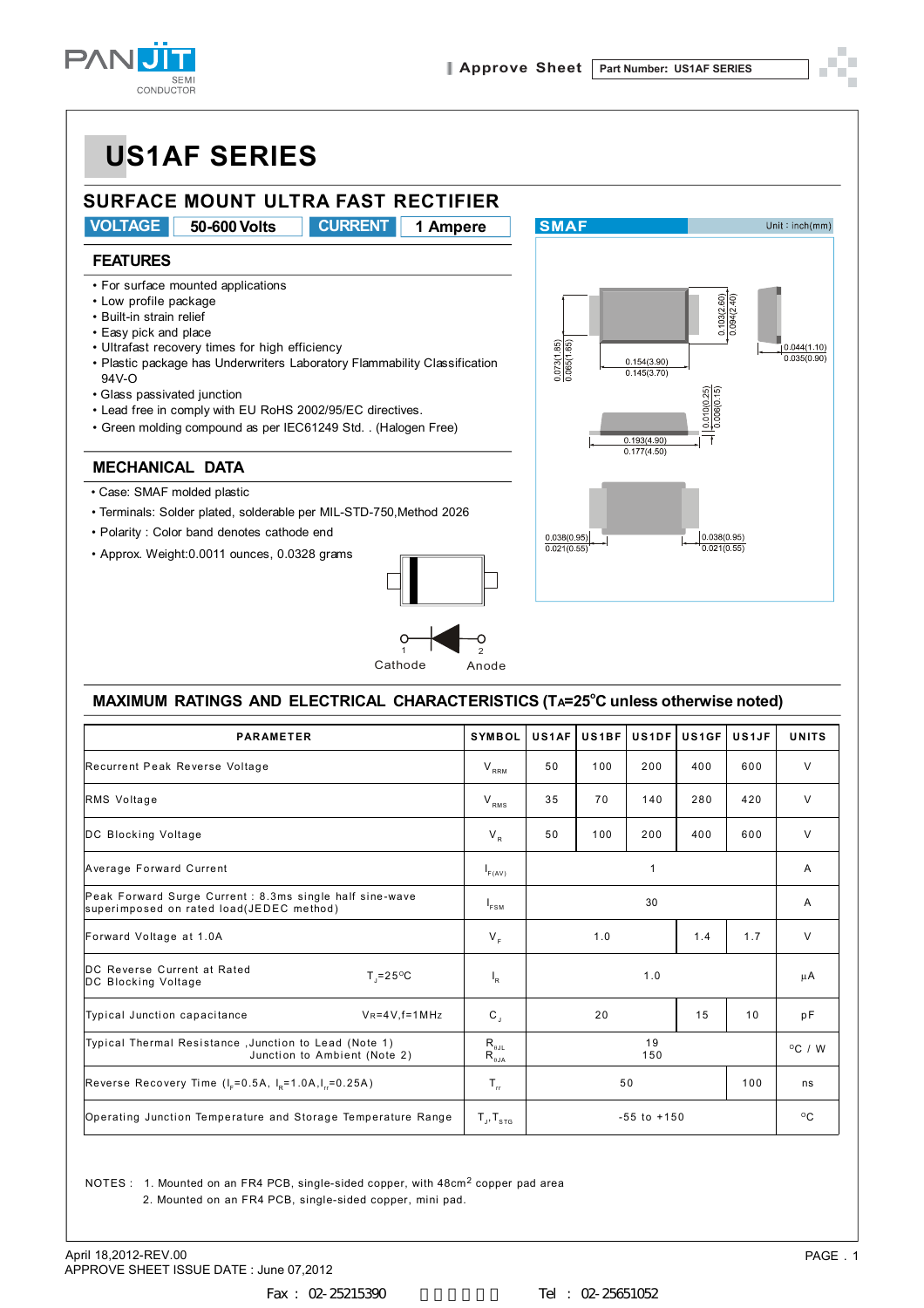# US1AF SERIES

## SURFACE MOUNT ULTRA FAST RECTIFIER

**VOLTAGE** 50-600 Volts **CURRENT** 1 Ampere

SMAF Unit : inch(mm)

### FEATURES

- For surface mounted applications
- Low profile package
- Built-in strain relief
- Easy pick and place
- Ultrafast recovery times for high efficiency
- Plastic package has Underwriters Laboratory Flammability Classification 94V-O
- Glass passivated junction
- Lead free in comply with EU RoHS 2002/95/EC directives.
- Green molding compound as per IEC61249 Std. . (Halogen Free)

### MECHANICAL DATA

- Case: SMAF molded plastic
- Terminals: Solder plated, solderable per MIL-STD-750,Method 2026
- Polarity : Color band denotes cathode end
- Approx. Weight:0.0011 ounces, 0.0328 grams

1 Cathode 2 Anode

### MAXIMUM RATINGS AND ELECTRICAL CHARACTERISTICS ($T_A$=25°C unless otherwise noted)

| PARAMETER | SYMBOL | US1AF | US1BF | US1DF | US1GF | US1JF | UNITS |
|---|---|---|---|---|---|---|---|
| Recurrent Peak Reverse Voltage | $V_{RRM}$ | 50 | 100 | 200 | 400 | 600 | V |
| RMS Voltage | $V_{RMS}$ | 35 | 70 | 140 | 280 | 420 | V |
| DC Blocking Voltage | $V_R$ | 50 | 100 | 200 | 400 | 600 | V |
| Average Forward Current | $I_{F(AV)}$ | 1 | | | | | A |
| Peak Forward Surge Current : 8.3ms single half sine-wave superimposed on rated load(JEDEC method) | $I_{FSM}$ | 30 | | | | | A |
| Forward Voltage at 1.0A | $V_F$ | 1.0 | | | 1.4 | 1.7 | V |
| DC Reverse Current at Rated DC Blocking Voltage $T_J$=25°C | $I_R$ | 1.0 | | | | | µA |
| Typical Junction capacitance VR=4V,f=1MHz | $C_J$ | 20 | | | 15 | 10 | pF |
| Typical Thermal Resistance ,Junction to Lead (Note 1) Junction to Ambient (Note 2) | $R_{θJL}$ $R_{θJA}$ | 19 150 | | | | | °C / W |
| Reverse Recovery Time ($I_F$=0.5A, $I_R$=1.0A,$I_{rr}$=0.25A) | $T_{rr}$ | 50 | | | | 100 | ns |
| Operating Junction Temperature and Storage Temperature Range | $T_J$,$T_{STG}$ | -55 to +150 | | | | | °C |

NOTES : 1. Mounted on an FR4 PCB, single-sided copper, with 48cm$^2$ copper pad area
2. Mounted on an FR4 PCB, single-sided copper, mini pad.

April 18,2012-REV.00
APPROVE SHEET ISSUE DATE : June 07,2012

Fax : 02-25215390 Tel : 02-25651052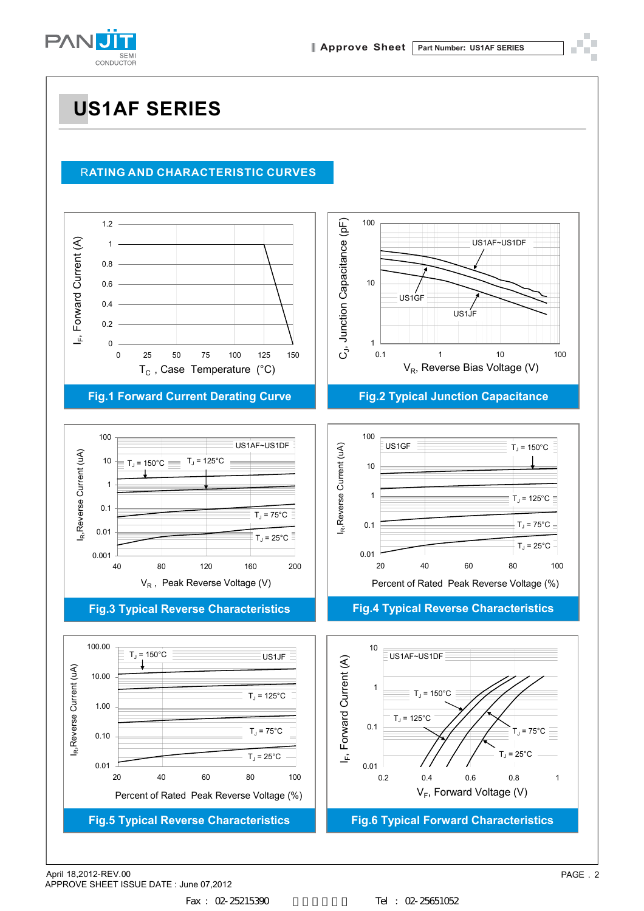# US1AF SERIES

## RATING AND CHARACTERISTIC CURVES

Fig.1 Forward Current Derating Curve

Fig.2 Typical Junction Capacitance

Fig.3 Typical Reverse Characteristics

Fig.4 Typical Reverse Characteristics

Fig.5 Typical Reverse Characteristics

Fig.6 Typical Forward Characteristics

April 18,2012-REV.00
APPROVE SHEET ISSUE DATE : June 07,2012

Fax : 02-25215390 Tel : 02-25651052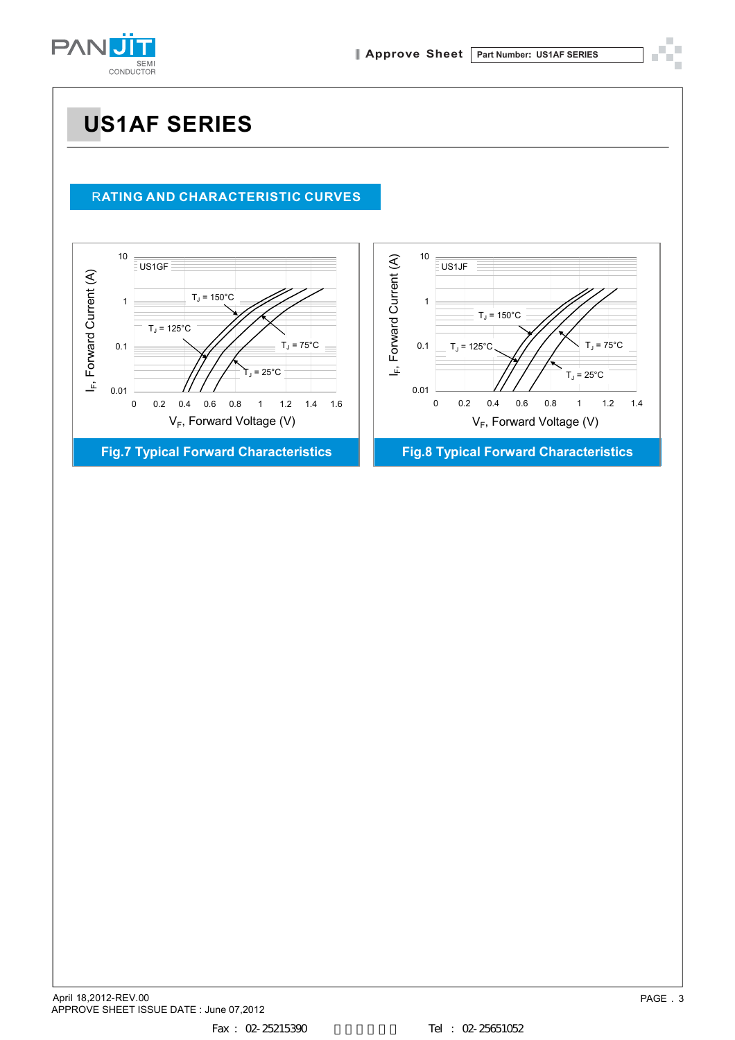# US1AF SERIES

## RATING AND CHARACTERISTIC CURVES

US1GF

$T_J$ = 150°C

$T_J$ = 125°C

$T_J$ = 75°C

$T_J$ = 25°C

$I_F$, Forward Current (A)

$V_F$, Forward Voltage (V)

**Fig.7 Typical Forward Characteristics**

US1JF

$T_J$ = 150°C

$T_J$ = 125°C

$T_J$ = 75°C

$T_J$ = 25°C

$I_F$, Forward Current (A)

$V_F$, Forward Voltage (V)

**Fig.8 Typical Forward Characteristics**

April 18,2012-REV.00
APPROVE SHEET ISSUE DATE : June 07,2012

Fax : 02-25215390　　　　　Tel : 02-25651052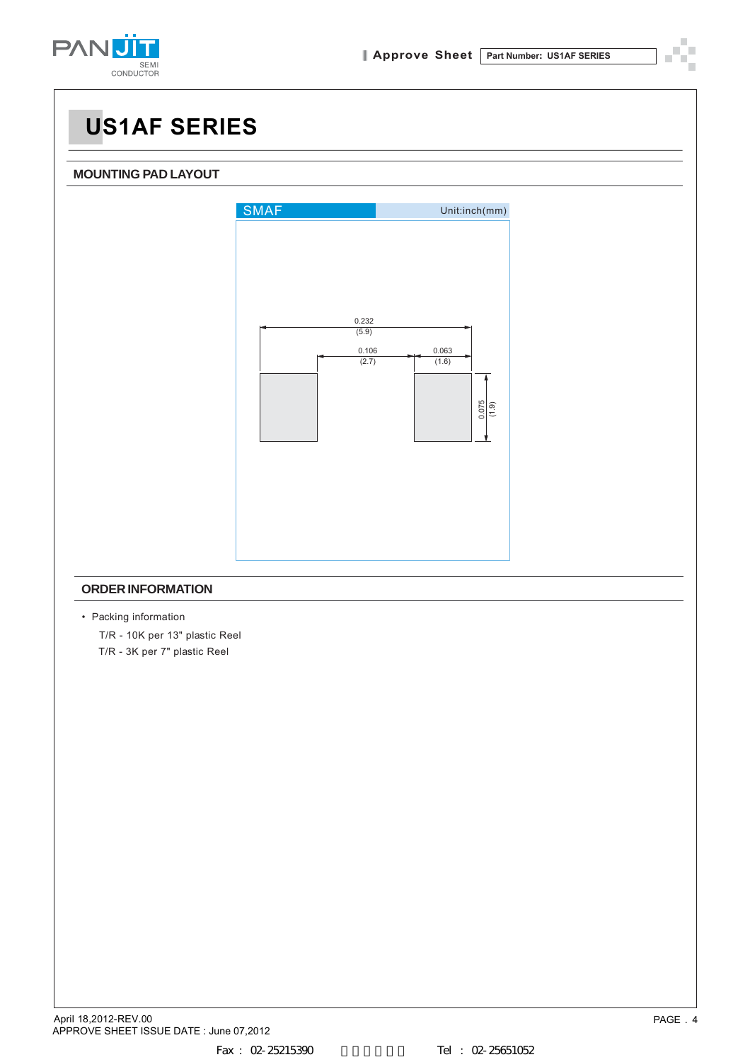# US1AF SERIES

## MOUNTING PAD LAYOUT

SMAF Unit:inch(mm)

0.232 (5.9)

0.106 (2.7)

0.063 (1.6)

0.075 (1.9)

## ORDER INFORMATION

- Packing information

  T/R - 10K per 13" plastic Reel

  T/R - 3K per 7" plastic Reel

April 18,2012-REV.00

APPROVE SHEET ISSUE DATE : June 07,2012

Fax : 02-25215390 Tel : 02-25651052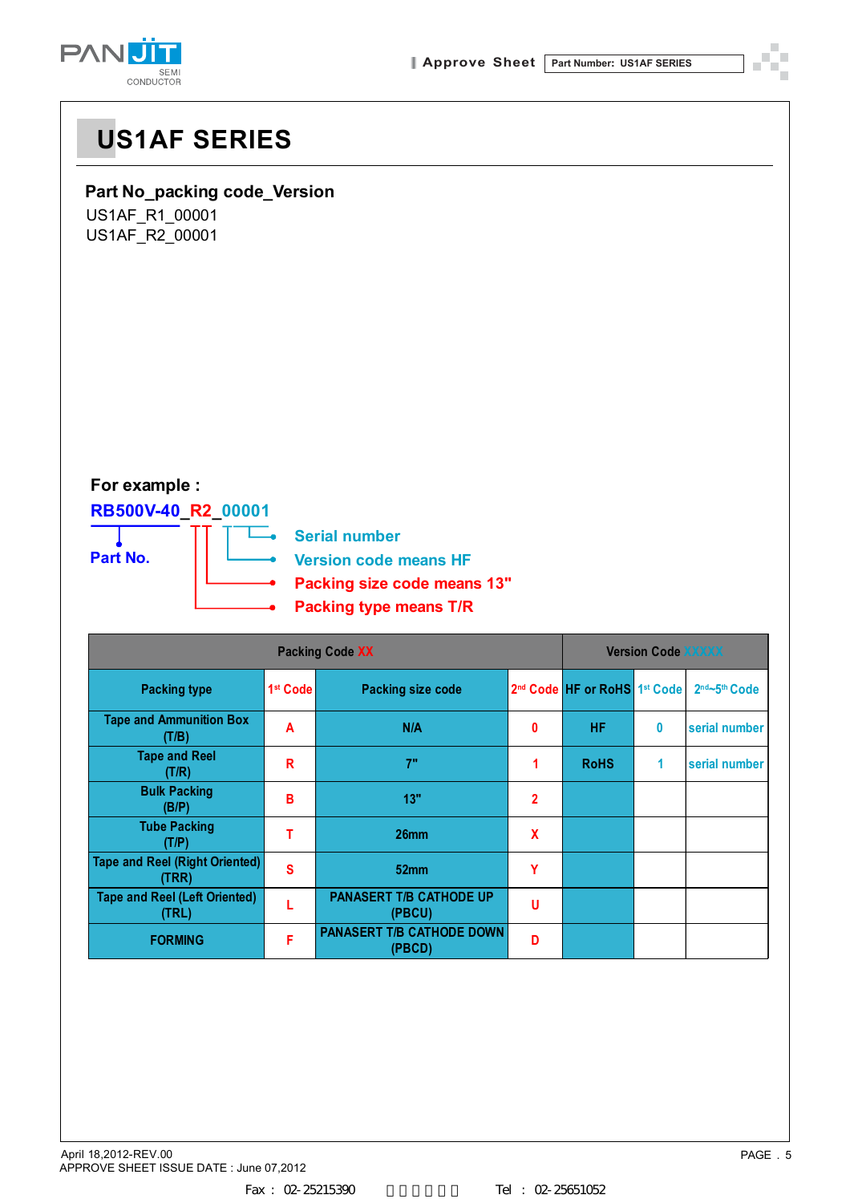# US1AF SERIES

**Part No_packing code_Version**

US1AF_R1_00001
US1AF_R2_00001

**For example :**

**RB500V-40_R2_00001**

- **Part No.**
- **Serial number**
- **Version code means HF**
- **Packing size code means 13"**
- **Packing type means T/R**

| Packing Code XX | | | | Version Code XXXXX | | |
|---|---|---|---|---|---|---|
| Packing type | 1st Code | Packing size code | 2nd Code | HF or RoHS | 1st Code | 2nd~5th Code |
| Tape and Ammunition Box (T/B) | A | N/A | 0 | HF | 0 | serial number |
| Tape and Reel (T/R) | R | 7" | 1 | RoHS | 1 | serial number |
| Bulk Packing (B/P) | B | 13" | 2 | | | |
| Tube Packing (T/P) | T | 26mm | X | | | |
| Tape and Reel (Right Oriented) (TRR) | S | 52mm | Y | | | |
| Tape and Reel (Left Oriented) (TRL) | L | PANASERT T/B CATHODE UP (PBCU) | U | | | |
| FORMING | F | PANASERT T/B CATHODE DOWN (PBCD) | D | | | |

April 18,2012-REV.00
APPROVE SHEET ISSUE DATE : June 07,2012

Fax : 02-25215390 Tel : 02-25651052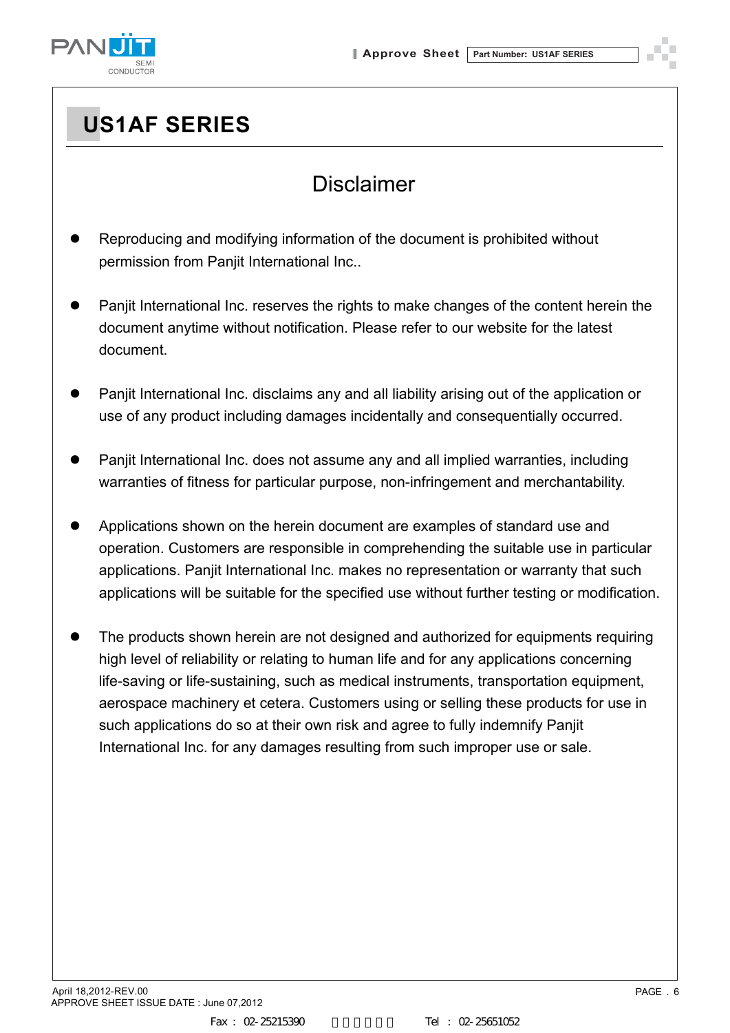# US1AF SERIES

## Disclaimer

- Reproducing and modifying information of the document is prohibited without permission from Panjit International Inc..

- Panjit International Inc. reserves the rights to make changes of the content herein the document anytime without notification. Please refer to our website for the latest document.

- Panjit International Inc. disclaims any and all liability arising out of the application or use of any product including damages incidentally and consequentially occurred.

- Panjit International Inc. does not assume any and all implied warranties, including warranties of fitness for particular purpose, non-infringement and merchantability.

- Applications shown on the herein document are examples of standard use and operation. Customers are responsible in comprehending the suitable use in particular applications. Panjit International Inc. makes no representation or warranty that such applications will be suitable for the specified use without further testing or modification.

- The products shown herein are not designed and authorized for equipments requiring high level of reliability or relating to human life and for any applications concerning life-saving or life-sustaining, such as medical instruments, transportation equipment, aerospace machinery et cetera. Customers using or selling these products for use in such applications do so at their own risk and agree to fully indemnify Panjit International Inc. for any damages resulting from such improper use or sale.

April 18,2012-REV.00
APPROVE SHEET ISSUE DATE : June 07,2012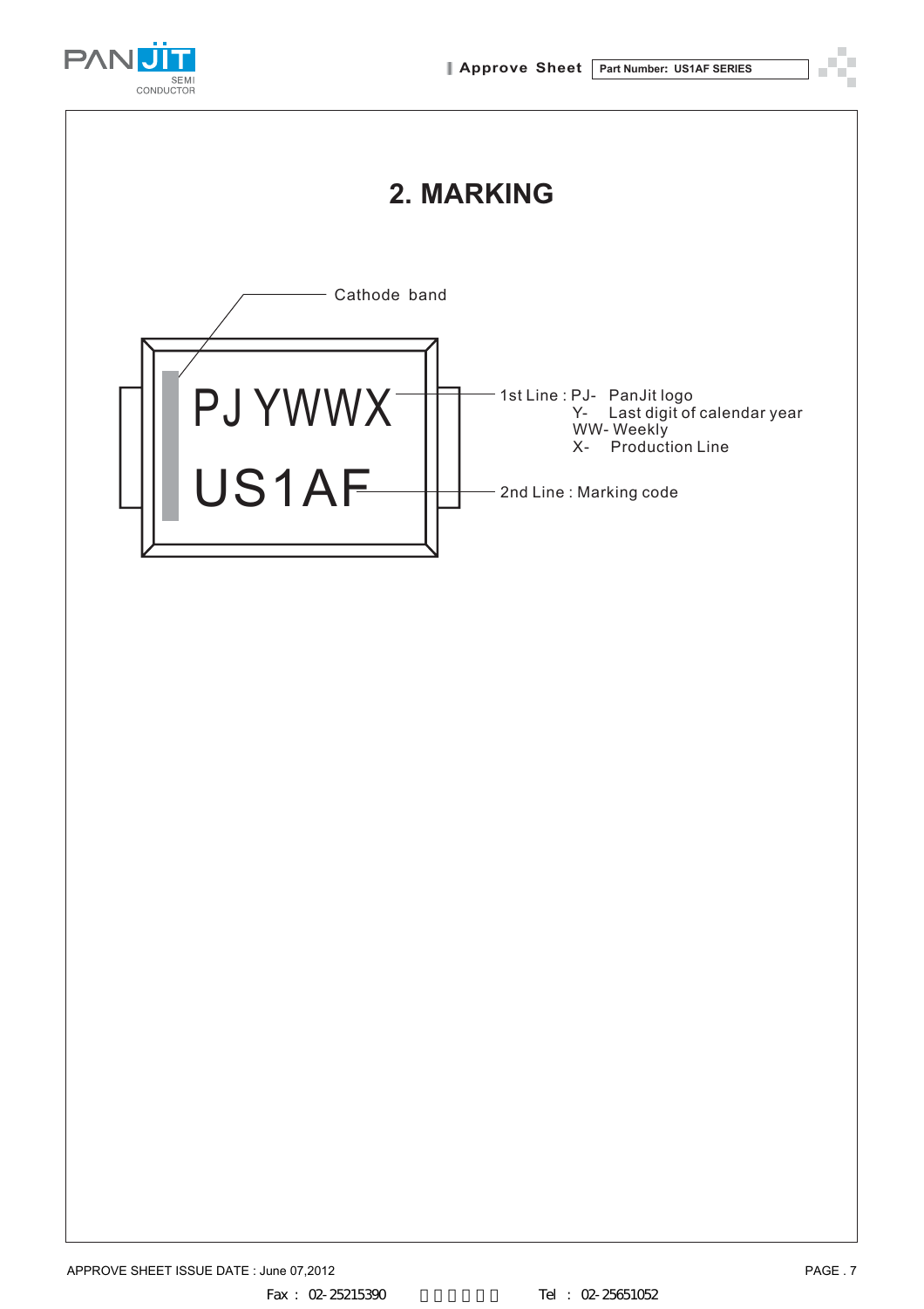## 2. MARKING

Cathode band

PJ YWWX

US1AF

1st Line : PJ- PanJit logo
Y- Last digit of calendar year
WW- Weekly
X- Production Line

2nd Line : Marking code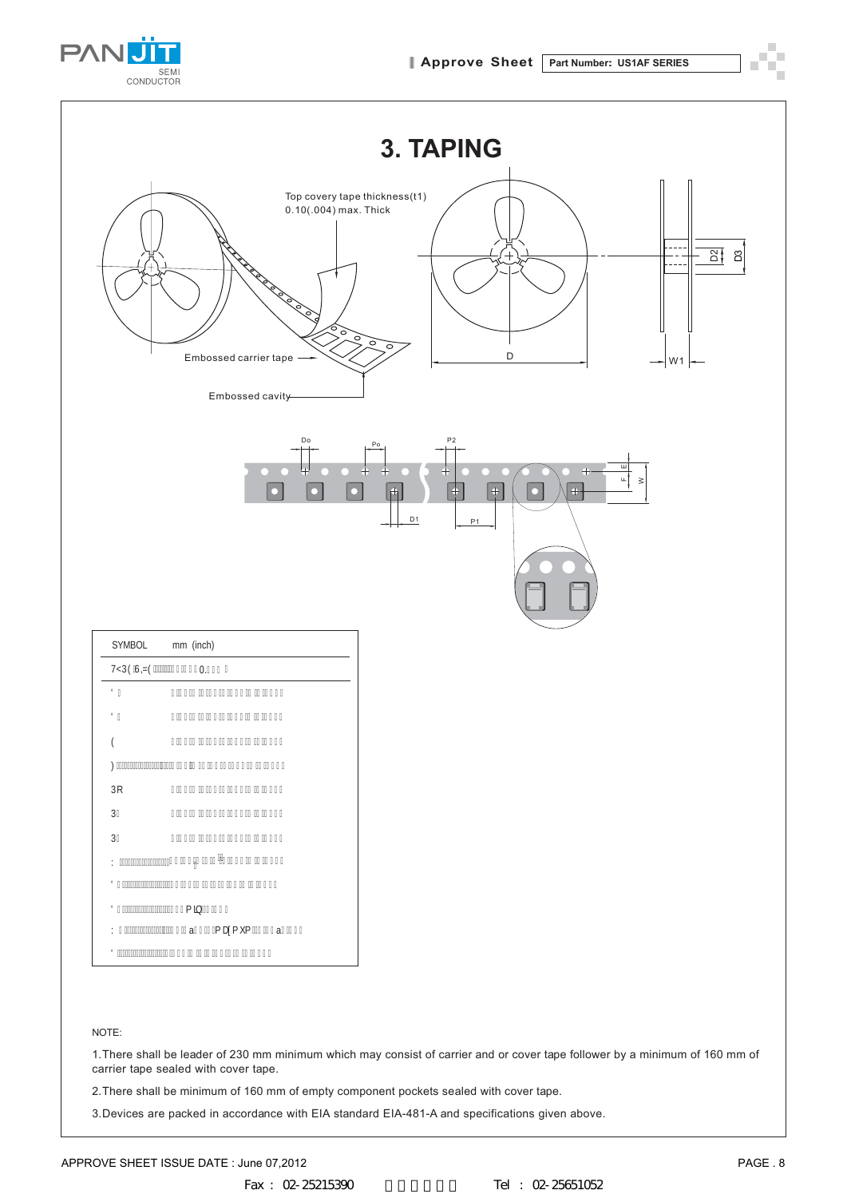# 3. TAPING

Top covery tape thickness(t1)
0.10(.004) max. Thick

Embossed carrier tape

Embossed cavity

D

W1

D2

D3

Do

Po

P2

D1

P1

E

F

W

| SYMBOL | mm (inch) |
|---|---|
| 7<3( 6,=( 0. | |
| ' | |
| ' | |
| ( | |
| ) | |
| 3R | |
| 3 | |
| 3 | |
| : | |
| ' | |
| ' PLQ | |
| : a PD[ PXP a | |
| ' | |

NOTE:

1.There shall be leader of 230 mm minimum which may consist of carrier and or cover tape follower by a minimum of 160 mm of carrier tape sealed with cover tape.

2.There shall be minimum of 160 mm of empty component pockets sealed with cover tape.

3.Devices are packed in accordance with EIA standard EIA-481-A and specifications given above.

APPROVE SHEET ISSUE DATE : June 07,2012

Fax : 02-25215390 Tel : 02-25651052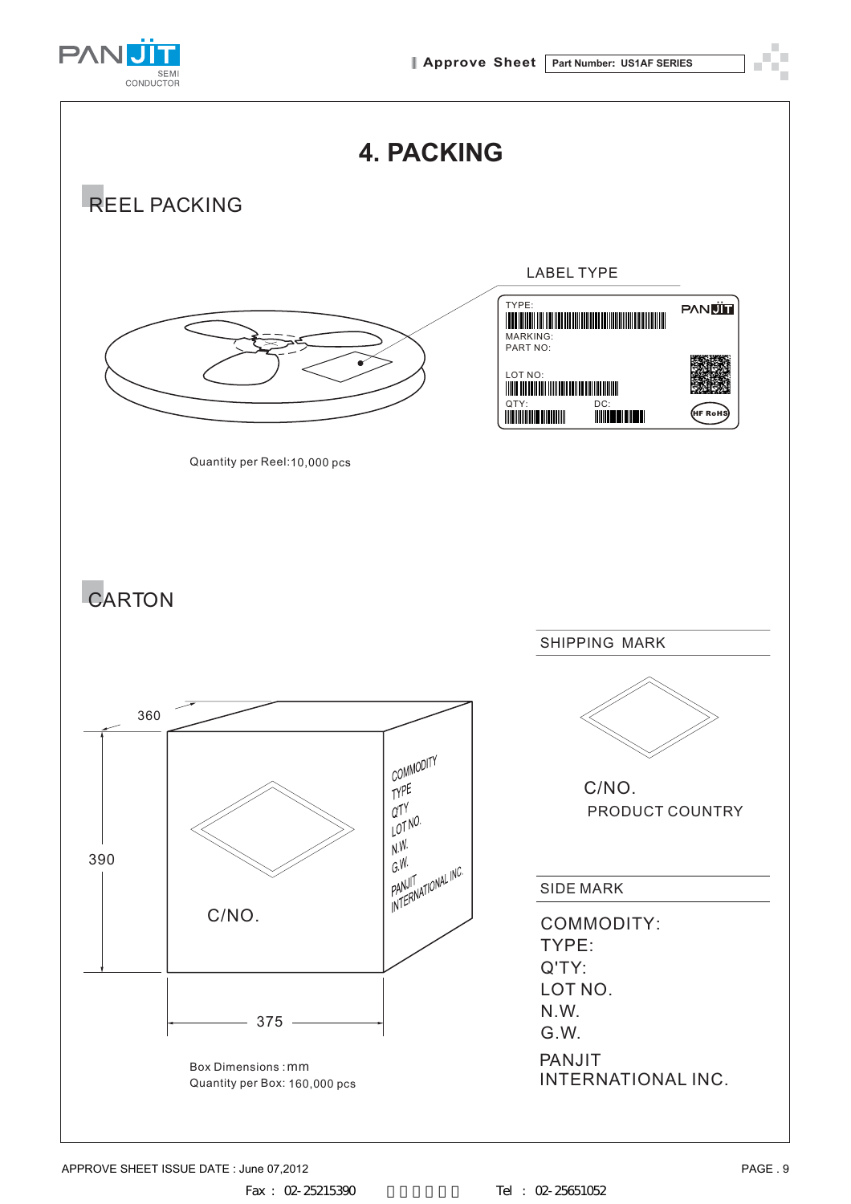# 4. PACKING

## REEL PACKING

LABEL TYPE

TYPE:

MARKING:

PART NO:

LOT NO:

QTY: DC:

HF RoHS

Quantity per Reel:10,000 pcs

## CARTON

360

390

375

C/NO.

COMMODITY
TYPE
Q'TY
LOT NO.
N.W.
G.W.
PANJIT
INTERNATIONAL INC.

Box Dimensions : mm

Quantity per Box: 160,000 pcs

SHIPPING MARK

C/NO.

PRODUCT COUNTRY

SIDE MARK

COMMODITY:
TYPE:
Q'TY:
LOT NO.
N.W.
G.W.

PANJIT
INTERNATIONAL INC.

APPROVE SHEET ISSUE DATE : June 07,2012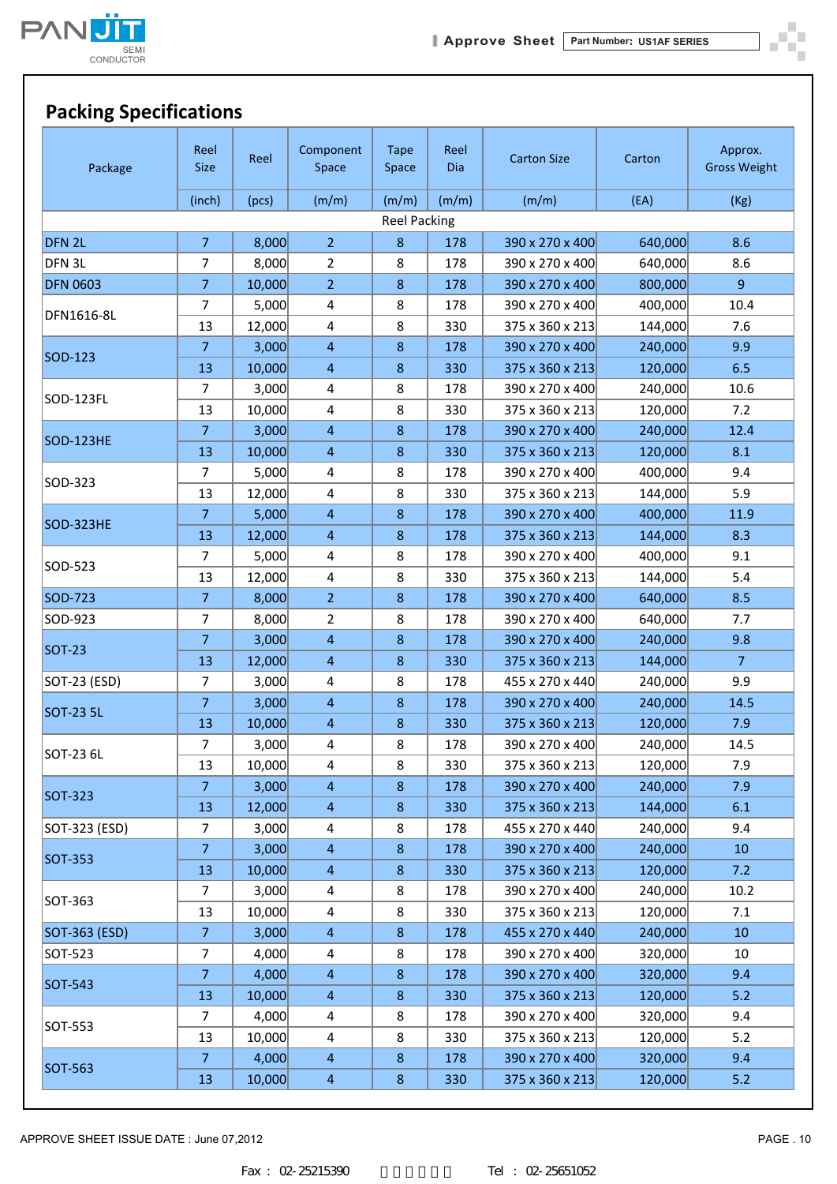## Packing Specifications

| Package | Reel Size | Reel | Component Space | Tape Space | Reel Dia | Carton Size | Carton | Approx. Gross Weight |
|---|---|---|---|---|---|---|---|---|
| | (inch) | (pcs) | (m/m) | (m/m) | (m/m) | (m/m) | (EA) | (Kg) |
| Reel Packing | | | | | | | | |
| DFN 2L | 7 | 8,000 | 2 | 8 | 178 | 390 x 270 x 400 | 640,000 | 8.6 |
| DFN 3L | 7 | 8,000 | 2 | 8 | 178 | 390 x 270 x 400 | 640,000 | 8.6 |
| DFN 0603 | 7 | 10,000 | 2 | 8 | 178 | 390 x 270 x 400 | 800,000 | 9 |
| DFN1616-8L | 7 | 5,000 | 4 | 8 | 178 | 390 x 270 x 400 | 400,000 | 10.4 |
| | 13 | 12,000 | 4 | 8 | 330 | 375 x 360 x 213 | 144,000 | 7.6 |
| SOD-123 | 7 | 3,000 | 4 | 8 | 178 | 390 x 270 x 400 | 240,000 | 9.9 |
| | 13 | 10,000 | 4 | 8 | 330 | 375 x 360 x 213 | 120,000 | 6.5 |
| SOD-123FL | 7 | 3,000 | 4 | 8 | 178 | 390 x 270 x 400 | 240,000 | 10.6 |
| | 13 | 10,000 | 4 | 8 | 330 | 375 x 360 x 213 | 120,000 | 7.2 |
| SOD-123HE | 7 | 3,000 | 4 | 8 | 178 | 390 x 270 x 400 | 240,000 | 12.4 |
| | 13 | 10,000 | 4 | 8 | 330 | 375 x 360 x 213 | 120,000 | 8.1 |
| SOD-323 | 7 | 5,000 | 4 | 8 | 178 | 390 x 270 x 400 | 400,000 | 9.4 |
| | 13 | 12,000 | 4 | 8 | 330 | 375 x 360 x 213 | 144,000 | 5.9 |
| SOD-323HE | 7 | 5,000 | 4 | 8 | 178 | 390 x 270 x 400 | 400,000 | 11.9 |
| | 13 | 12,000 | 4 | 8 | 178 | 375 x 360 x 213 | 144,000 | 8.3 |
| SOD-523 | 7 | 5,000 | 4 | 8 | 178 | 390 x 270 x 400 | 400,000 | 9.1 |
| | 13 | 12,000 | 4 | 8 | 330 | 375 x 360 x 213 | 144,000 | 5.4 |
| SOD-723 | 7 | 8,000 | 2 | 8 | 178 | 390 x 270 x 400 | 640,000 | 8.5 |
| SOD-923 | 7 | 8,000 | 2 | 8 | 178 | 390 x 270 x 400 | 640,000 | 7.7 |
| SOT-23 | 7 | 3,000 | 4 | 8 | 178 | 390 x 270 x 400 | 240,000 | 9.8 |
| | 13 | 12,000 | 4 | 8 | 330 | 375 x 360 x 213 | 144,000 | 7 |
| SOT-23 (ESD) | 7 | 3,000 | 4 | 8 | 178 | 455 x 270 x 440 | 240,000 | 9.9 |
| SOT-23 5L | 7 | 3,000 | 4 | 8 | 178 | 390 x 270 x 400 | 240,000 | 14.5 |
| | 13 | 10,000 | 4 | 8 | 330 | 375 x 360 x 213 | 120,000 | 7.9 |
| SOT-23 6L | 7 | 3,000 | 4 | 8 | 178 | 390 x 270 x 400 | 240,000 | 14.5 |
| | 13 | 10,000 | 4 | 8 | 330 | 375 x 360 x 213 | 120,000 | 7.9 |
| SOT-323 | 7 | 3,000 | 4 | 8 | 178 | 390 x 270 x 400 | 240,000 | 7.9 |
| | 13 | 12,000 | 4 | 8 | 330 | 375 x 360 x 213 | 144,000 | 6.1 |
| SOT-323 (ESD) | 7 | 3,000 | 4 | 8 | 178 | 455 x 270 x 440 | 240,000 | 9.4 |
| SOT-353 | 7 | 3,000 | 4 | 8 | 178 | 390 x 270 x 400 | 240,000 | 10 |
| | 13 | 10,000 | 4 | 8 | 330 | 375 x 360 x 213 | 120,000 | 7.2 |
| SOT-363 | 7 | 3,000 | 4 | 8 | 178 | 390 x 270 x 400 | 240,000 | 10.2 |
| | 13 | 10,000 | 4 | 8 | 330 | 375 x 360 x 213 | 120,000 | 7.1 |
| SOT-363 (ESD) | 7 | 3,000 | 4 | 8 | 178 | 455 x 270 x 440 | 240,000 | 10 |
| SOT-523 | 7 | 4,000 | 4 | 8 | 178 | 390 x 270 x 400 | 320,000 | 10 |
| SOT-543 | 7 | 4,000 | 4 | 8 | 178 | 390 x 270 x 400 | 320,000 | 9.4 |
| | 13 | 10,000 | 4 | 8 | 330 | 375 x 360 x 213 | 120,000 | 5.2 |
| SOT-553 | 7 | 4,000 | 4 | 8 | 178 | 390 x 270 x 400 | 320,000 | 9.4 |
| | 13 | 10,000 | 4 | 8 | 330 | 375 x 360 x 213 | 120,000 | 5.2 |
| SOT-563 | 7 | 4,000 | 4 | 8 | 178 | 390 x 270 x 400 | 320,000 | 9.4 |
| | 13 | 10,000 | 4 | 8 | 330 | 375 x 360 x 213 | 120,000 | 5.2 |

APPROVE SHEET ISSUE DATE : June 07,2012

Fax : 02-25215390 Tel : 02-25651052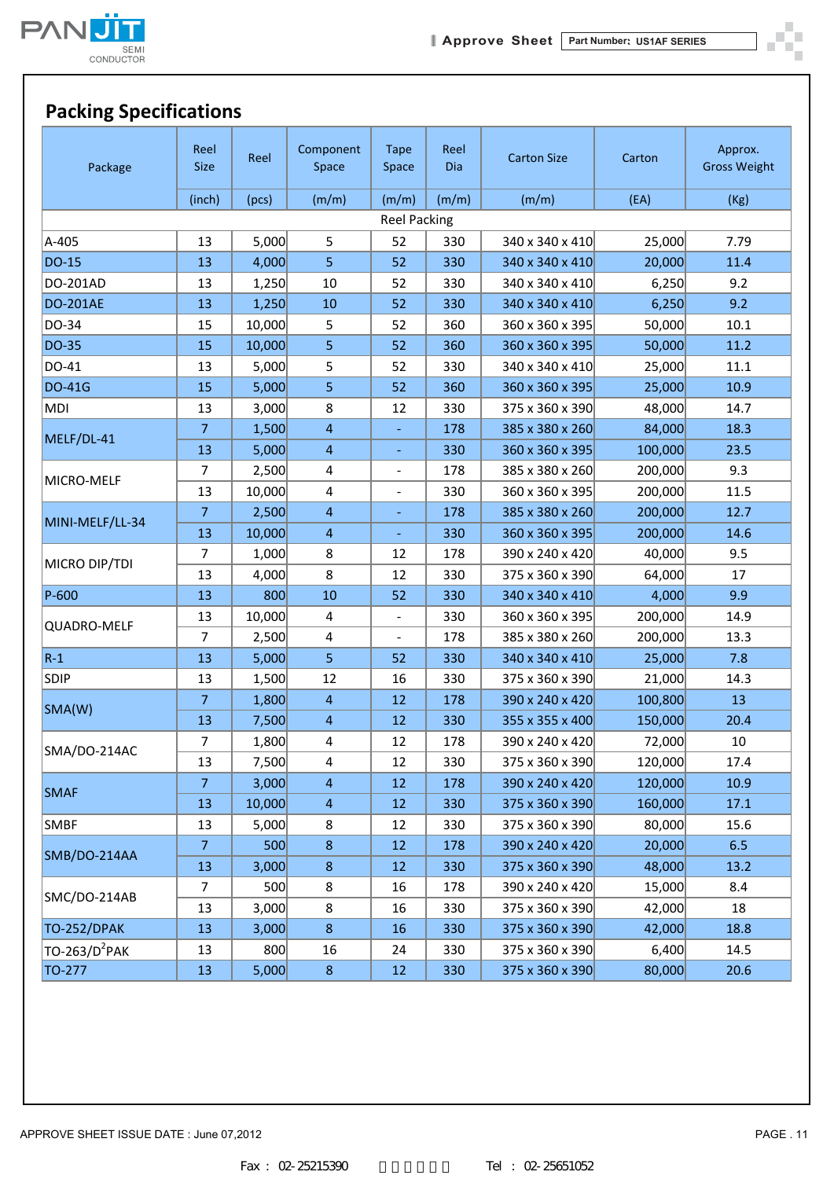## Packing Specifications

| Package | Reel Size (inch) | Reel (pcs) | Component Space (m/m) | Tape Space (m/m) | Reel Dia (m/m) | Carton Size (m/m) | Carton (EA) | Approx. Gross Weight (Kg) |
|---|---|---|---|---|---|---|---|---|
| Reel Packing | | | | | | | | |
| A-405 | 13 | 5,000 | 5 | 52 | 330 | 340 x 340 x 410 | 25,000 | 7.79 |
| DO-15 | 13 | 4,000 | 5 | 52 | 330 | 340 x 340 x 410 | 20,000 | 11.4 |
| DO-201AD | 13 | 1,250 | 10 | 52 | 330 | 340 x 340 x 410 | 6,250 | 9.2 |
| DO-201AE | 13 | 1,250 | 10 | 52 | 330 | 340 x 340 x 410 | 6,250 | 9.2 |
| DO-34 | 15 | 10,000 | 5 | 52 | 360 | 360 x 360 x 395 | 50,000 | 10.1 |
| DO-35 | 15 | 10,000 | 5 | 52 | 360 | 360 x 360 x 395 | 50,000 | 11.2 |
| DO-41 | 13 | 5,000 | 5 | 52 | 330 | 340 x 340 x 410 | 25,000 | 11.1 |
| DO-41G | 15 | 5,000 | 5 | 52 | 360 | 360 x 360 x 395 | 25,000 | 10.9 |
| MDI | 13 | 3,000 | 8 | 12 | 330 | 375 x 360 x 390 | 48,000 | 14.7 |
| MELF/DL-41 | 7 | 1,500 | 4 | - | 178 | 385 x 380 x 260 | 84,000 | 18.3 |
| | 13 | 5,000 | 4 | - | 330 | 360 x 360 x 395 | 100,000 | 23.5 |
| MICRO-MELF | 7 | 2,500 | 4 | - | 178 | 385 x 380 x 260 | 200,000 | 9.3 |
| | 13 | 10,000 | 4 | - | 330 | 360 x 360 x 395 | 200,000 | 11.5 |
| MINI-MELF/LL-34 | 7 | 2,500 | 4 | - | 178 | 385 x 380 x 260 | 200,000 | 12.7 |
| | 13 | 10,000 | 4 | - | 330 | 360 x 360 x 395 | 200,000 | 14.6 |
| MICRO DIP/TDI | 7 | 1,000 | 8 | 12 | 178 | 390 x 240 x 420 | 40,000 | 9.5 |
| | 13 | 4,000 | 8 | 12 | 330 | 375 x 360 x 390 | 64,000 | 17 |
| P-600 | 13 | 800 | 10 | 52 | 330 | 340 x 340 x 410 | 4,000 | 9.9 |
| QUADRO-MELF | 13 | 10,000 | 4 | - | 330 | 360 x 360 x 395 | 200,000 | 14.9 |
| | 7 | 2,500 | 4 | - | 178 | 385 x 380 x 260 | 200,000 | 13.3 |
| R-1 | 13 | 5,000 | 5 | 52 | 330 | 340 x 340 x 410 | 25,000 | 7.8 |
| SDIP | 13 | 1,500 | 12 | 16 | 330 | 375 x 360 x 390 | 21,000 | 14.3 |
| SMA(W) | 7 | 1,800 | 4 | 12 | 178 | 390 x 240 x 420 | 100,800 | 13 |
| | 13 | 7,500 | 4 | 12 | 330 | 355 x 355 x 400 | 150,000 | 20.4 |
| SMA/DO-214AC | 7 | 1,800 | 4 | 12 | 178 | 390 x 240 x 420 | 72,000 | 10 |
| | 13 | 7,500 | 4 | 12 | 330 | 375 x 360 x 390 | 120,000 | 17.4 |
| SMAF | 7 | 3,000 | 4 | 12 | 178 | 390 x 240 x 420 | 120,000 | 10.9 |
| | 13 | 10,000 | 4 | 12 | 330 | 375 x 360 x 390 | 160,000 | 17.1 |
| SMBF | 13 | 5,000 | 8 | 12 | 330 | 375 x 360 x 390 | 80,000 | 15.6 |
| SMB/DO-214AA | 7 | 500 | 8 | 12 | 178 | 390 x 240 x 420 | 20,000 | 6.5 |
| | 13 | 3,000 | 8 | 12 | 330 | 375 x 360 x 390 | 48,000 | 13.2 |
| SMC/DO-214AB | 7 | 500 | 8 | 16 | 178 | 390 x 240 x 420 | 15,000 | 8.4 |
| | 13 | 3,000 | 8 | 16 | 330 | 375 x 360 x 390 | 42,000 | 18 |
| TO-252/DPAK | 13 | 3,000 | 8 | 16 | 330 | 375 x 360 x 390 | 42,000 | 18.8 |
| TO-263/D²PAK | 13 | 800 | 16 | 24 | 330 | 375 x 360 x 390 | 6,400 | 14.5 |
| TO-277 | 13 | 5,000 | 8 | 12 | 330 | 375 x 360 x 390 | 80,000 | 20.6 |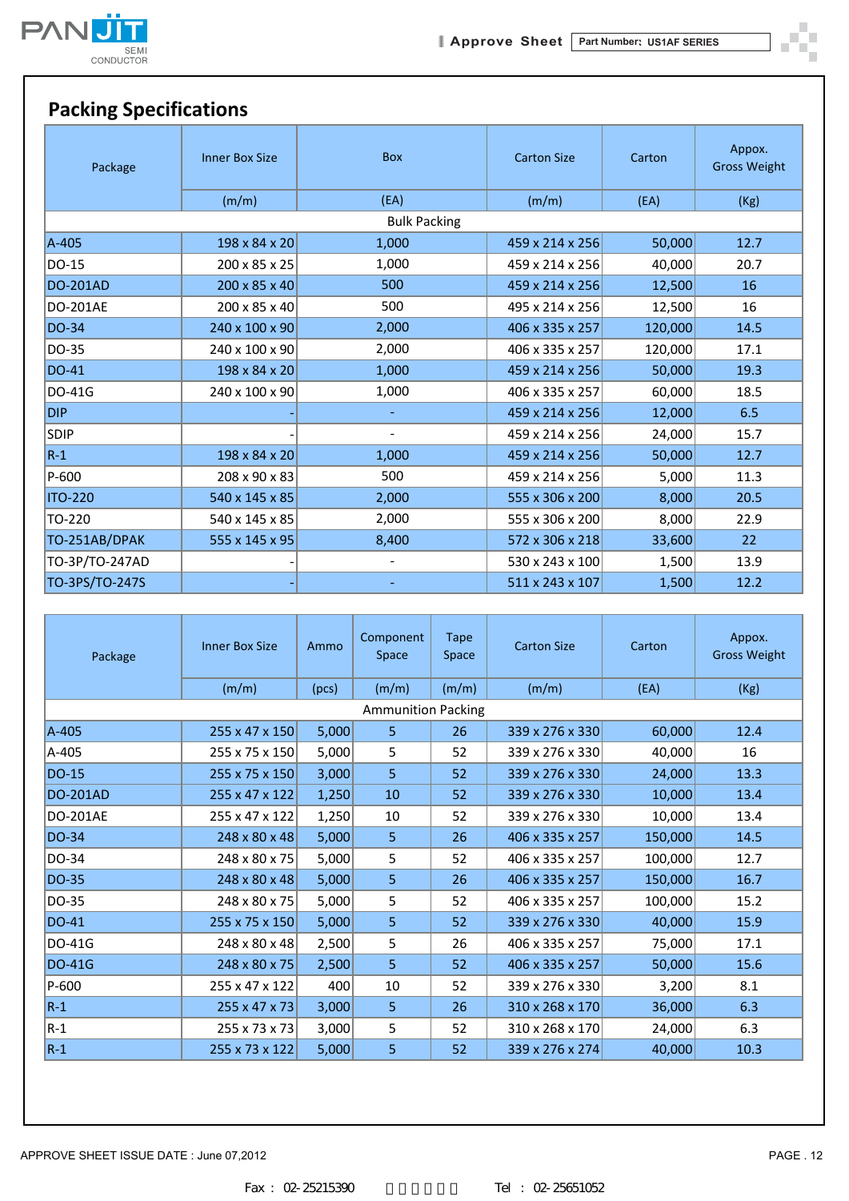## Packing Specifications

| Package | Inner Box Size | Box | Carton Size | Carton | Appox. Gross Weight |
|---|---|---|---|---|---|
| | (m/m) | (EA) | (m/m) | (EA) | (Kg) |
| Bulk Packing | | | | | |
| A-405 | 198 x 84 x 20 | 1,000 | 459 x 214 x 256 | 50,000 | 12.7 |
| DO-15 | 200 x 85 x 25 | 1,000 | 459 x 214 x 256 | 40,000 | 20.7 |
| DO-201AD | 200 x 85 x 40 | 500 | 459 x 214 x 256 | 12,500 | 16 |
| DO-201AE | 200 x 85 x 40 | 500 | 495 x 214 x 256 | 12,500 | 16 |
| DO-34 | 240 x 100 x 90 | 2,000 | 406 x 335 x 257 | 120,000 | 14.5 |
| DO-35 | 240 x 100 x 90 | 2,000 | 406 x 335 x 257 | 120,000 | 17.1 |
| DO-41 | 198 x 84 x 20 | 1,000 | 459 x 214 x 256 | 50,000 | 19.3 |
| DO-41G | 240 x 100 x 90 | 1,000 | 406 x 335 x 257 | 60,000 | 18.5 |
| DIP | - | - | 459 x 214 x 256 | 12,000 | 6.5 |
| SDIP | - | - | 459 x 214 x 256 | 24,000 | 15.7 |
| R-1 | 198 x 84 x 20 | 1,000 | 459 x 214 x 256 | 50,000 | 12.7 |
| P-600 | 208 x 90 x 83 | 500 | 459 x 214 x 256 | 5,000 | 11.3 |
| ITO-220 | 540 x 145 x 85 | 2,000 | 555 x 306 x 200 | 8,000 | 20.5 |
| TO-220 | 540 x 145 x 85 | 2,000 | 555 x 306 x 200 | 8,000 | 22.9 |
| TO-251AB/DPAK | 555 x 145 x 95 | 8,400 | 572 x 306 x 218 | 33,600 | 22 |
| TO-3P/TO-247AD | - | - | 530 x 243 x 100 | 1,500 | 13.9 |
| TO-3PS/TO-247S | - | - | 511 x 243 x 107 | 1,500 | 12.2 |

| Package | Inner Box Size | Ammo | Component Space | Tape Space | Carton Size | Carton | Appox. Gross Weight |
|---|---|---|---|---|---|---|---|
| | (m/m) | (pcs) | (m/m) | (m/m) | (m/m) | (EA) | (Kg) |
| Ammunition Packing | | | | | | | |
| A-405 | 255 x 47 x 150 | 5,000 | 5 | 26 | 339 x 276 x 330 | 60,000 | 12.4 |
| A-405 | 255 x 75 x 150 | 5,000 | 5 | 52 | 339 x 276 x 330 | 40,000 | 16 |
| DO-15 | 255 x 75 x 150 | 3,000 | 5 | 52 | 339 x 276 x 330 | 24,000 | 13.3 |
| DO-201AD | 255 x 47 x 122 | 1,250 | 10 | 52 | 339 x 276 x 330 | 10,000 | 13.4 |
| DO-201AE | 255 x 47 x 122 | 1,250 | 10 | 52 | 339 x 276 x 330 | 10,000 | 13.4 |
| DO-34 | 248 x 80 x 48 | 5,000 | 5 | 26 | 406 x 335 x 257 | 150,000 | 14.5 |
| DO-34 | 248 x 80 x 75 | 5,000 | 5 | 52 | 406 x 335 x 257 | 100,000 | 12.7 |
| DO-35 | 248 x 80 x 48 | 5,000 | 5 | 26 | 406 x 335 x 257 | 150,000 | 16.7 |
| DO-35 | 248 x 80 x 75 | 5,000 | 5 | 52 | 406 x 335 x 257 | 100,000 | 15.2 |
| DO-41 | 255 x 75 x 150 | 5,000 | 5 | 52 | 339 x 276 x 330 | 40,000 | 15.9 |
| DO-41G | 248 x 80 x 48 | 2,500 | 5 | 26 | 406 x 335 x 257 | 75,000 | 17.1 |
| DO-41G | 248 x 80 x 75 | 2,500 | 5 | 52 | 406 x 335 x 257 | 50,000 | 15.6 |
| P-600 | 255 x 47 x 122 | 400 | 10 | 52 | 339 x 276 x 330 | 3,200 | 8.1 |
| R-1 | 255 x 47 x 73 | 3,000 | 5 | 26 | 310 x 268 x 170 | 36,000 | 6.3 |
| R-1 | 255 x 73 x 73 | 3,000 | 5 | 52 | 310 x 268 x 170 | 24,000 | 6.3 |
| R-1 | 255 x 73 x 122 | 5,000 | 5 | 52 | 339 x 276 x 274 | 40,000 | 10.3 |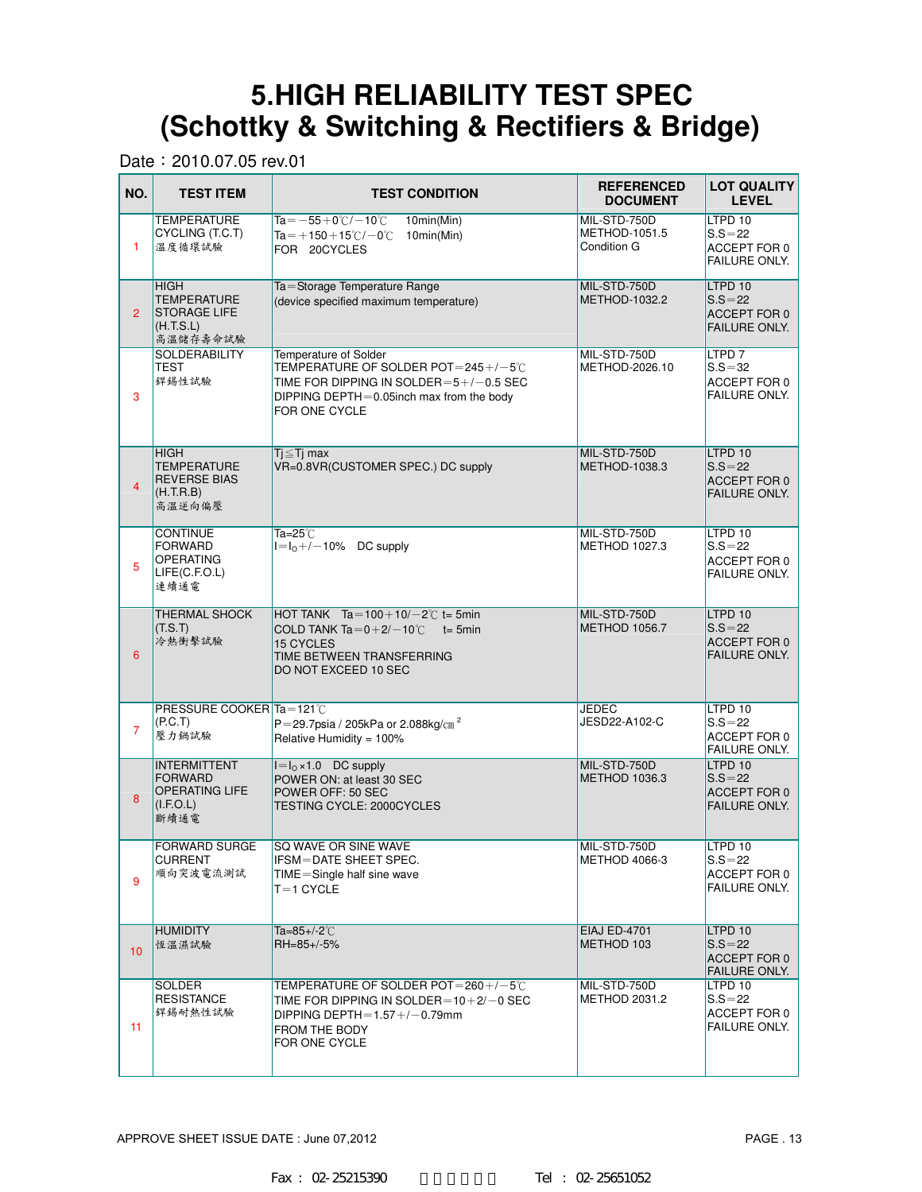# 5.HIGH RELIABILITY TEST SPEC (Schottky & Switching & Rectifiers & Bridge)

Date：2010.07.05 rev.01

| NO. | TEST ITEM | TEST CONDITION | REFERENCED DOCUMENT | LOT QUALITY LEVEL |
|---|---|---|---|---|
| 1 | TEMPERATURE CYCLING (T.C.T) 溫度循環試驗 | Ta＝−55＋0℃/−10℃ 10min(Min)<br>Ta＝＋150＋15℃/−0℃ 10min(Min)<br>FOR 20CYCLES | MIL-STD-750D METHOD-1051.5 Condition G | LTPD 10<br>S.S＝22<br>ACCEPT FOR 0 FAILURE ONLY. |
| 2 | HIGH TEMPERATURE STORAGE LIFE (H.T.S.L) 高溫儲存壽命試驗 | Ta＝Storage Temperature Range<br>(device specified maximum temperature) | MIL-STD-750D METHOD-1032.2 | LTPD 10<br>S.S＝22<br>ACCEPT FOR 0 FAILURE ONLY. |
| 3 | SOLDERABILITY TEST 銲錫性試驗 | Temperature of Solder<br>TEMPERATURE OF SOLDER POT＝245＋/−5℃<br>TIME FOR DIPPING IN SOLDER＝5＋/−0.5 SEC<br>DIPPING DEPTH＝0.05inch max from the body<br>FOR ONE CYCLE | MIL-STD-750D METHOD-2026.10 | LTPD 7<br>S.S＝32<br>ACCEPT FOR 0 FAILURE ONLY. |
| 4 | HIGH TEMPERATURE REVERSE BIAS (H.T.R.B) 高溫逆向偏壓 | Tj≦Tj max<br>VR=0.8VR(CUSTOMER SPEC.) DC supply | MIL-STD-750D METHOD-1038.3 | LTPD 10<br>S.S＝22<br>ACCEPT FOR 0 FAILURE ONLY. |
| 5 | CONTINUE FORWARD OPERATING LIFE(C.F.O.L) 連續通電 | Ta=25℃<br>I＝$I_O$＋/−10% DC supply | MIL-STD-750D METHOD 1027.3 | LTPD 10<br>S.S＝22<br>ACCEPT FOR 0 FAILURE ONLY. |
| 6 | THERMAL SHOCK (T.S.T) 冷熱衝擊試驗 | HOT TANK Ta＝100＋10/−2℃ t= 5min<br>COLD TANK Ta＝0＋2/−10℃ t= 5min<br>15 CYCLES<br>TIME BETWEEN TRANSFERRING DO NOT EXCEED 10 SEC | MIL-STD-750D METHOD 1056.7 | LTPD 10<br>S.S＝22<br>ACCEPT FOR 0 FAILURE ONLY. |
| 7 | PRESSURE COOKER (P.C.T) 壓力鍋試驗 | Ta＝121℃<br>P＝29.7psia / 205kPa or 2.088kg/㎝$^2$<br>Relative Humidity = 100% | JEDEC JESD22-A102-C | LTPD 10<br>S.S＝22<br>ACCEPT FOR 0 FAILURE ONLY. |
| 8 | INTERMITTENT FORWARD OPERATING LIFE (I.F.O.L) 斷續通電 | I＝$I_O$×1.0 DC supply<br>POWER ON: at least 30 SEC<br>POWER OFF: 50 SEC<br>TESTING CYCLE: 2000CYCLES | MIL-STD-750D METHOD 1036.3 | LTPD 10<br>S.S＝22<br>ACCEPT FOR 0 FAILURE ONLY. |
| 9 | FORWARD SURGE CURRENT 順向突波電流測試 | SQ WAVE OR SINE WAVE<br>IFSM＝DATE SHEET SPEC.<br>TIME＝Single half sine wave<br>T＝1 CYCLE | MIL-STD-750D METHOD 4066-3 | LTPD 10<br>S.S＝22<br>ACCEPT FOR 0 FAILURE ONLY. |
| 10 | HUMIDITY 恆溫濕試驗 | Ta=85+/-2℃<br>RH=85+/-5% | EIAJ ED-4701 METHOD 103 | LTPD 10<br>S.S＝22<br>ACCEPT FOR 0 FAILURE ONLY. |
| 11 | SOLDER RESISTANCE 銲錫耐熱性試驗 | TEMPERATURE OF SOLDER POT＝260＋/−5℃<br>TIME FOR DIPPING IN SOLDER＝10＋2/−0 SEC<br>DIPPING DEPTH＝1.57＋/−0.79mm FROM THE BODY<br>FOR ONE CYCLE | MIL-STD-750D METHOD 2031.2 | LTPD 10<br>S.S＝22<br>ACCEPT FOR 0 FAILURE ONLY. |

APPROVE SHEET ISSUE DATE : June 07,2012

Fax : 02-25215390 Tel : 02-25651052